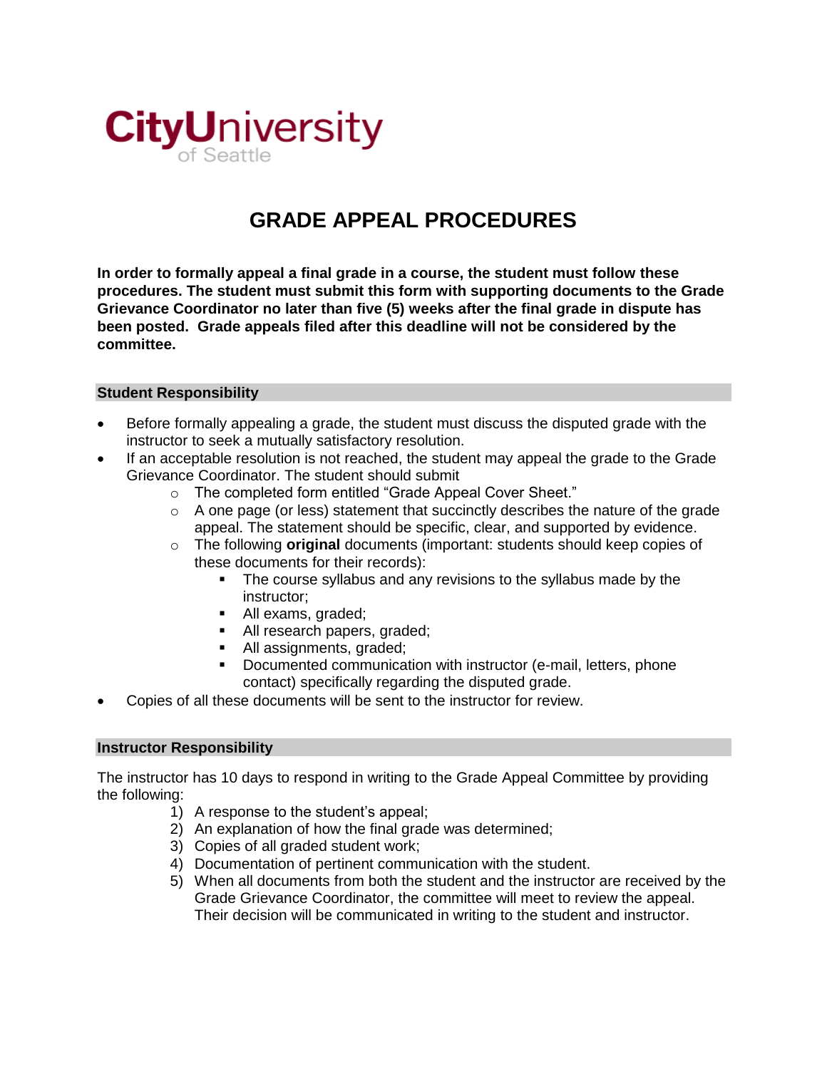CityUniversity of Seattle

# GRADE APPEAL PROCEDURES

**In order to formally appeal a final grade in a course, the student must follow these procedures. The student must submit this form with supporting documents to the Grade Grievance Coordinator no later than five (5) weeks after the final grade in dispute has been posted. Grade appeals filed after this deadline will not be considered by the committee.**

## Student Responsibility

- Before formally appealing a grade, the student must discuss the disputed grade with the instructor to seek a mutually satisfactory resolution.
- If an acceptable resolution is not reached, the student may appeal the grade to the Grade Grievance Coordinator. The student should submit
    - The completed form entitled "Grade Appeal Cover Sheet."
    - A one page (or less) statement that succinctly describes the nature of the grade appeal. The statement should be specific, clear, and supported by evidence.
    - The following **original** documents (important: students should keep copies of these documents for their records):
        - The course syllabus and any revisions to the syllabus made by the instructor;
        - All exams, graded;
        - All research papers, graded;
        - All assignments, graded;
        - Documented communication with instructor (e-mail, letters, phone contact) specifically regarding the disputed grade.
- Copies of all these documents will be sent to the instructor for review.

## Instructor Responsibility

The instructor has 10 days to respond in writing to the Grade Appeal Committee by providing the following:

1) A response to the student's appeal;
2) An explanation of how the final grade was determined;
3) Copies of all graded student work;
4) Documentation of pertinent communication with the student.
5) When all documents from both the student and the instructor are received by the Grade Grievance Coordinator, the committee will meet to review the appeal. Their decision will be communicated in writing to the student and instructor.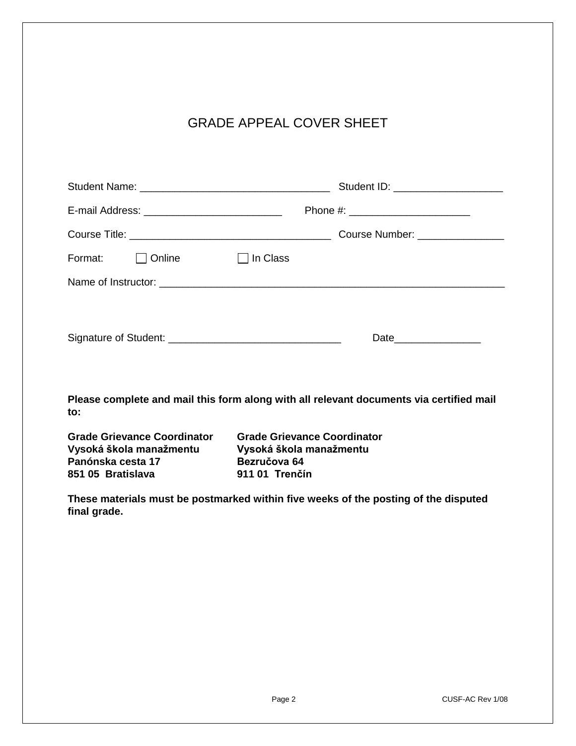# GRADE APPEAL COVER SHEET

Student Name: ________________________________ Student ID: __________________

E-mail Address: _______________________ Phone #: ____________________

Course Title: __________________________________ Course Number: ______________

Format: ☐ Online ☐ In Class

Name of Instructor: __________________________________________________________

Signature of Student: _____________________________ Date______________

**Please complete and mail this form along with all relevant documents via certified mail to:**

**Grade Grievance Coordinator**
**Vysoká škola manažmentu**
**Panónska cesta 17**
**851 05 Bratislava**

**Grade Grievance Coordinator**
**Vysoká škola manažmentu**
**Bezručova 64**
**911 01 Trenčín**

**These materials must be postmarked within five weeks of the posting of the disputed final grade.**

CUSF-AC Rev 1/08